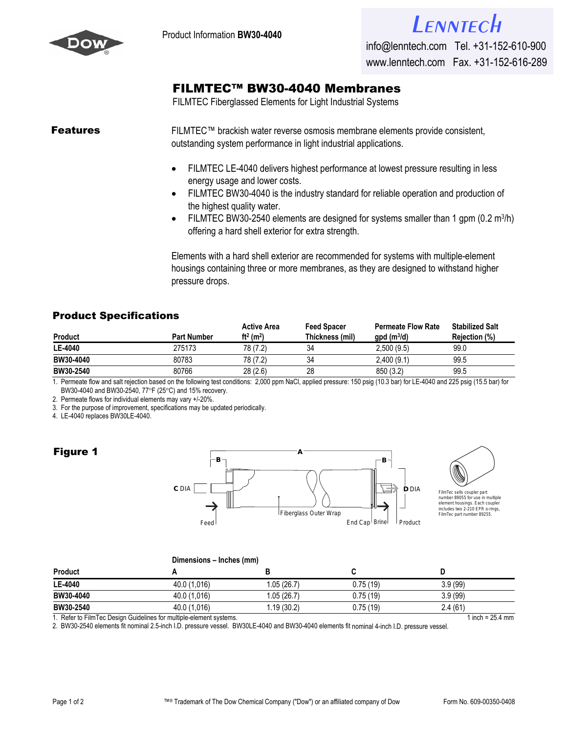Product Information **BW30-4040**

LENNTECH
info@lenntech.com Tel. +31-152-610-900
www.lenntech.com Fax. +31-152-616-289

# FILMTEC™ BW30-4040 Membranes

FILMTEC Fiberglassed Elements for Light Industrial Systems

## Features

FILMTEC™ brackish water reverse osmosis membrane elements provide consistent, outstanding system performance in light industrial applications.

- FILMTEC LE-4040 delivers highest performance at lowest pressure resulting in less energy usage and lower costs.
- FILMTEC BW30-4040 is the industry standard for reliable operation and production of the highest quality water.
- FILMTEC BW30-2540 elements are designed for systems smaller than 1 gpm (0.2 $m^3$/h) offering a hard shell exterior for extra strength.

Elements with a hard shell exterior are recommended for systems with multiple-element housings containing three or more membranes, as they are designed to withstand higher pressure drops.

## Product Specifications

| Product | Part Number | Active Area $ft^2$ ($m^2$) | Feed Spacer Thickness (mil) | Permeate Flow Rate gpd ($m^3$/d) | Stabilized Salt Rejection (%) |
|---|---|---|---|---|---|
| **LE-4040** | 275173 | 78 (7.2) | 34 | 2,500 (9.5) | 99.0 |
| **BW30-4040** | 80783 | 78 (7.2) | 34 | 2,400 (9.1) | 99.5 |
| **BW30-2540** | 80766 | 28 (2.6) | 28 | 850 (3.2) | 99.5 |

1. Permeate flow and salt rejection based on the following test conditions: 2,000 ppm NaCl, applied pressure: 150 psig (10.3 bar) for LE-4040 and 225 psig (15.5 bar) for BW30-4040 and BW30-2540, 77°F (25°C) and 15% recovery.
2. Permeate flows for individual elements may vary +/-20%.
3. For the purpose of improvement, specifications may be updated periodically.
4. LE-4040 replaces BW30LE-4040.

## Figure 1

A, B, C DIA, D DIA, Feed, Fiberglass Outer Wrap, End Cap, Brine, Product

FilmTec sells coupler part number 89055 for use in multiple element housings. Each coupler includes two 2-210 EPR o-rings, FilmTec part number 89255.

| Product | Dimensions – Inches (mm) A | B | C | D |
|---|---|---|---|---|
| **LE-4040** | 40.0 (1,016) | 1.05 (26.7) | 0.75 (19) | 3.9 (99) |
| **BW30-4040** | 40.0 (1,016) | 1.05 (26.7) | 0.75 (19) | 3.9 (99) |
| **BW30-2540** | 40.0 (1,016) | 1.19 (30.2) | 0.75 (19) | 2.4 (61) |

1. Refer to FilmTec Design Guidelines for multiple-element systems.
2. BW30-2540 elements fit nominal 2.5-inch I.D. pressure vessel. BW30LE-4040 and BW30-4040 elements fit nominal 4-inch I.D. pressure vessel.

1 inch = 25.4 mm

™® Trademark of The Dow Chemical Company ("Dow") or an affiliated company of Dow

Form No. 609-00350-0408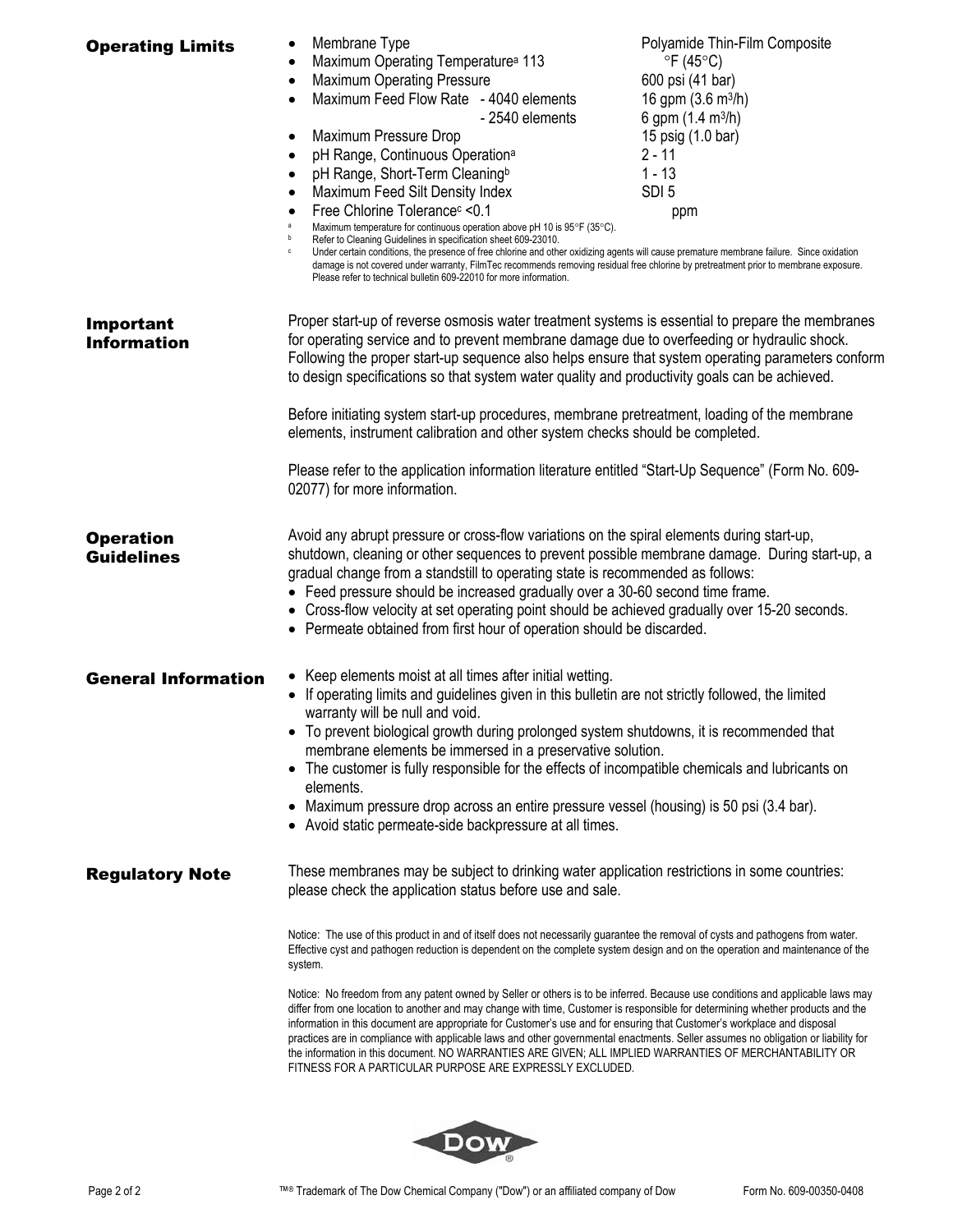## Operating Limits

- Membrane Type — Polyamide Thin-Film Composite
- Maximum Operating Temperature[a] — 113 °F (45°C)
- Maximum Operating Pressure — 600 psi (41 bar)
- Maximum Feed Flow Rate - 4040 elements — 16 gpm (3.6 $m^3$/h)
  - 2540 elements — 6 gpm (1.4 $m^3$/h)
- Maximum Pressure Drop — 15 psig (1.0 bar)
- pH Range, Continuous Operation[a] — 2 - 11
- pH Range, Short-Term Cleaning[b] — 1 - 13
- Maximum Feed Silt Density Index — SDI 5
- Free Chlorine Tolerance[c] — <0.1 ppm

[a] Maximum temperature for continuous operation above pH 10 is 95°F (35°C).
[b] Refer to Cleaning Guidelines in specification sheet 609-23010.
[c] Under certain conditions, the presence of free chlorine and other oxidizing agents will cause premature membrane failure. Since oxidation damage is not covered under warranty, FilmTec recommends removing residual free chlorine by pretreatment prior to membrane exposure. Please refer to technical bulletin 609-22010 for more information.

## Important Information

Proper start-up of reverse osmosis water treatment systems is essential to prepare the membranes for operating service and to prevent membrane damage due to overfeeding or hydraulic shock. Following the proper start-up sequence also helps ensure that system operating parameters conform to design specifications so that system water quality and productivity goals can be achieved.

Before initiating system start-up procedures, membrane pretreatment, loading of the membrane elements, instrument calibration and other system checks should be completed.

Please refer to the application information literature entitled "Start-Up Sequence" (Form No. 609-02077) for more information.

## Operation Guidelines

Avoid any abrupt pressure or cross-flow variations on the spiral elements during start-up, shutdown, cleaning or other sequences to prevent possible membrane damage. During start-up, a gradual change from a standstill to operating state is recommended as follows:

- Feed pressure should be increased gradually over a 30-60 second time frame.
- Cross-flow velocity at set operating point should be achieved gradually over 15-20 seconds.
- Permeate obtained from first hour of operation should be discarded.

## General Information

- Keep elements moist at all times after initial wetting.
- If operating limits and guidelines given in this bulletin are not strictly followed, the limited warranty will be null and void.
- To prevent biological growth during prolonged system shutdowns, it is recommended that membrane elements be immersed in a preservative solution.
- The customer is fully responsible for the effects of incompatible chemicals and lubricants on elements.
- Maximum pressure drop across an entire pressure vessel (housing) is 50 psi (3.4 bar).
- Avoid static permeate-side backpressure at all times.

## Regulatory Note

These membranes may be subject to drinking water application restrictions in some countries: please check the application status before use and sale.

Notice: The use of this product in and of itself does not necessarily guarantee the removal of cysts and pathogens from water. Effective cyst and pathogen reduction is dependent on the complete system design and on the operation and maintenance of the system.

Notice: No freedom from any patent owned by Seller or others is to be inferred. Because use conditions and applicable laws may differ from one location to another and may change with time, Customer is responsible for determining whether products and the information in this document are appropriate for Customer's use and for ensuring that Customer's workplace and disposal practices are in compliance with applicable laws and other governmental enactments. Seller assumes no obligation or liability for the information in this document. NO WARRANTIES ARE GIVEN; ALL IMPLIED WARRANTIES OF MERCHANTABILITY OR FITNESS FOR A PARTICULAR PURPOSE ARE EXPRESSLY EXCLUDED.

™® Trademark of The Dow Chemical Company ("Dow") or an affiliated company of Dow

Form No. 609-00350-0408